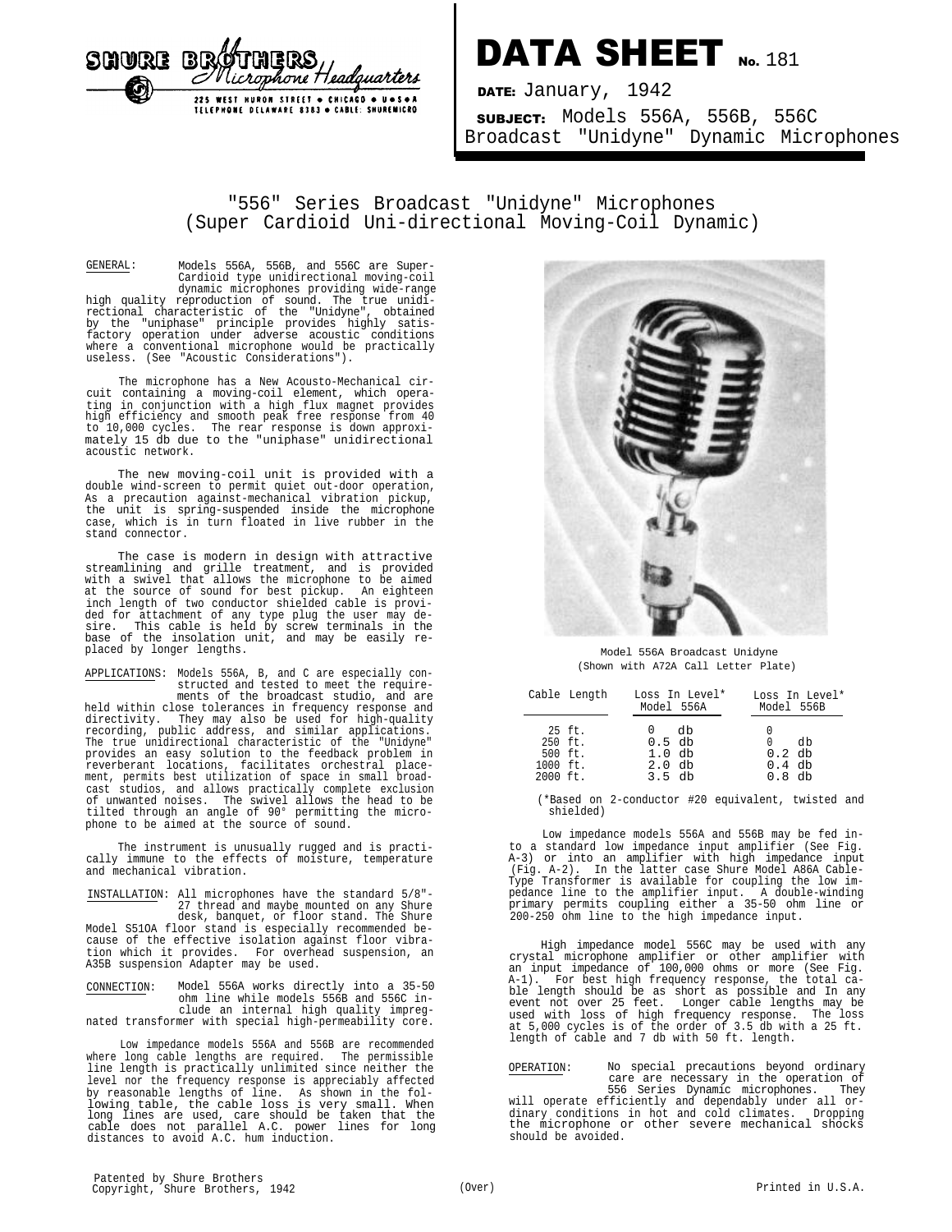SHURE BROTHERS *Microphone Headquarters*

225 WEST HURON STREET • CHICAGO • U•S•A
TELEPHONE DELAWARE 8383 • CABLE: SHUREMICRO

# DATA SHEET No. 181

**DATE:** January, 1942

**SUBJECT:** Models 556A, 556B, 556C Broadcast "Unidyne" Dynamic Microphones

## "556" Series Broadcast "Unidyne" Microphones
## (Super Cardioid Uni-directional Moving-Coil Dynamic)

GENERAL: Models 556A, 556B, and 556C are Super-Cardioid type unidirectional moving-coil dynamic microphones providing wide-range high quality reproduction of sound. The true unidirectional characteristic of the "Unidyne", obtained by the "uniphase" principle provides highly satisfactory operation under adverse acoustic conditions where a conventional microphone would be practically useless. (See "Acoustic Considerations").

The microphone has a New Acousto-Mechanical circuit containing a moving-coil element, which operating in conjunction with a high flux magnet provides high efficiency and smooth peak free response from 40 to 10,000 cycles. The rear response is down approximately 15 db due to the "uniphase" unidirectional acoustic network.

The new moving-coil unit is provided with a double wind-screen to permit quiet out-door operation, As a precaution against-mechanical vibration pickup, the unit is spring-suspended inside the microphone case, which is in turn floated in live rubber in the stand connector.

The case is modern in design with attractive streamlining and grille treatment, and is provided with a swivel that allows the microphone to be aimed at the source of sound for best pickup. An eighteen inch length of two conductor shielded cable is provided for attachment of any type plug the user may desire. This cable is held by screw terminals in the base of the insolation unit, and may be easily replaced by longer lengths.

APPLICATIONS: Models 556A, B, and C are especially constructed and tested to meet the requirements of the broadcast studio, and are held within close tolerances in frequency response and directivity. They may also be used for high-quality recording, public address, and similar applications. The true unidirectional characteristic of the "Unidyne" provides an easy solution to the feedback problem in reverberant locations, facilitates orchestral placement, permits best utilization of space in small broadcast studios, and allows practically complete exclusion of unwanted noises. The swivel allows the head to be tilted through an angle of 90° permitting the microphone to be aimed at the source of sound.

The instrument is unusually rugged and is practically immune to the effects of moisture, temperature and mechanical vibration.

INSTALLATION: All microphones have the standard 5/8"-27 thread and maybe mounted on any Shure desk, banquet, or floor stand. The Shure Model S510A floor stand is especially recommended because of the effective isolation against floor vibration which it provides. For overhead suspension, an A35B suspension Adapter may be used.

CONNECTION: Model 556A works directly into a 35-50 ohm line while models 556B and 556C include an internal high quality impregnated transformer with special high-permeability core.

Low impedance models 556A and 556B are recommended where long cable lengths are required. The permissible line length is practically unlimited since neither the level nor the frequency response is appreciably affected by reasonable lengths of line. As shown in the following table, the cable loss is very small. When long lines are used, care should be taken that the cable does not parallel A.C. power lines for long distances to avoid A.C. hum induction.

Model 556A Broadcast Unidyne
(Shown with A72A Call Letter Plate)

| Cable Length | Loss In Level* Model 556A | Loss In Level* Model 556B |
|---|---|---|
| 25 ft. | 0 db | 0 |
| 250 ft. | 0.5 db | 0 db |
| 500 ft. | 1.0 db | 0.2 db |
| 1000 ft. | 2.0 db | 0.4 db |
| 2000 ft. | 3.5 db | 0.8 db |

(*Based on 2-conductor #20 equivalent, twisted and shielded)

Low impedance models 556A and 556B may be fed into a standard low impedance input amplifier (See Fig. A-3) or into an amplifier with high impedance input (Fig. A-2). In the latter case Shure Model A86A Cable-Type Transformer is available for coupling the low impedance line to the amplifier input. A double-winding primary permits coupling either a 35-50 ohm line or 200-250 ohm line to the high impedance input.

High impedance model 556C may be used with any crystal microphone amplifier or other amplifier with an input impedance of 100,000 ohms or more (See Fig. A-1). For best high frequency response, the total cable length should be as short as possible and In any event not over 25 feet. Longer cable lengths may be used with loss of high frequency response. The loss at 5,000 cycles is of the order of 3.5 db with a 25 ft. length of cable and 7 db with 50 ft. length.

OPERATION: No special precautions beyond ordinary care are necessary in the operation of 556 Series Dynamic microphones. They will operate efficiently and dependably under all ordinary conditions in hot and cold climates. Dropping the microphone or other severe mechanical shocks should be avoided.

Patented by Shure Brothers
Copyright, Shure Brothers, 1942

(Over)

Printed in U.S.A.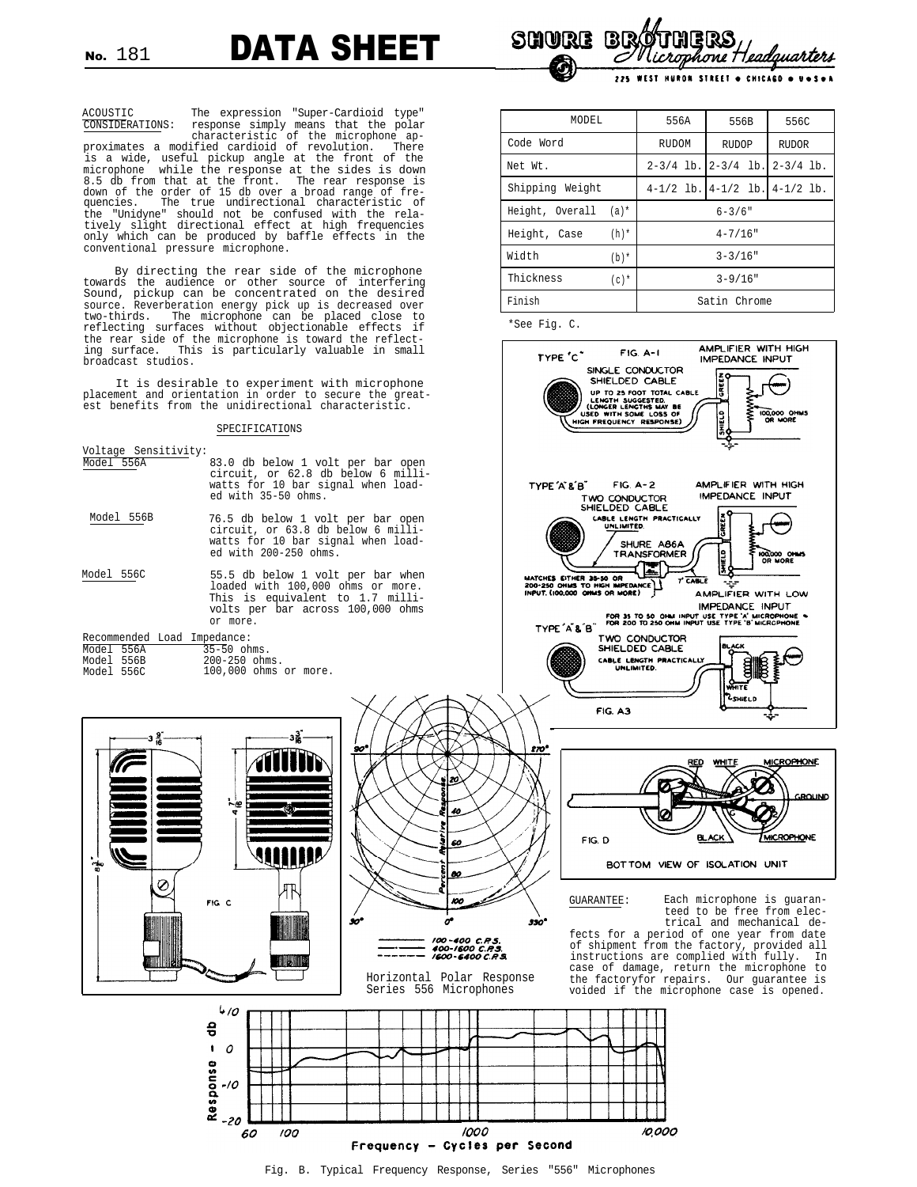No. 181 **DATA SHEET**

SHURE BROTHERS *Microphone Headquarters*
225 WEST HURON STREET • CHICAGO • U.S.A.

<u>ACOUSTIC CONSIDERATIONS</u>: The expression "Super-Cardioid type" response simply means that the polar characteristic of the microphone approximates a modified cardioid of revolution. There is a wide, useful pickup angle at the front of the microphone while the response at the sides is down 8.5 db from that at the front. The rear response is down of the order of 15 db over a broad range of frequencies. The true undirectional characteristic of the "Unidyne" should not be confused with the relatively slight directional effect at high frequencies only which can be produced by baffle effects in the conventional pressure microphone.

By directing the rear side of the microphone towards the audience or other source of interfering Sound, pickup can be concentrated on the desired source. Reverberation energy pick up is decreased over two-thirds. The microphone can be placed close to reflecting surfaces without objectionable effects if the rear side of the microphone is toward the reflecting surface. This is particularly valuable in small broadcast studios.

It is desirable to experiment with microphone placement and orientation in order to secure the greatest benefits from the unidirectional characteristic.

<u>SPECIFICATIONS</u>

<u>Voltage Sensitivity:</u>

<u>Model 556A</u> — 83.0 db below 1 volt per bar open circuit, or 62.8 db below 6 milliwatts for 10 bar signal when loaded with 35-50 ohms.

<u>Model 556B</u> — 76.5 db below 1 volt per bar open circuit, or 63.8 db below 6 milliwatts for 10 bar signal when loaded with 200-250 ohms.

<u>Model 556C</u> — 55.5 db below 1 volt per bar when loaded with 100,000 ohms or more. This is equivalent to 1.7 millivolts per bar across 100,000 ohms or more.

Recommended Load Impedance:

| | |
|---|---|
| Model 556A | 35-50 ohms. |
| Model 556B | 200-250 ohms. |
| Model 556C | 100,000 ohms or more. |

| MODEL | 556A | 556B | 556C |
|---|---|---|---|
| Code Word | RUDOM | RUDOP | RUDOR |
| Net Wt. | 2-3/4 lb. | 2-3/4 lb. | 2-3/4 lb. |
| Shipping Weight | 4-1/2 lb. | 4-1/2 lb. | 4-1/2 lb. |
| Height, Overall (a)* | 6-3/6" | | |
| Height, Case (h)* | 4-7/16" | | |
| Width (b)* | 3-3/16" | | |
| Thickness (c)* | 3-9/16" | | |
| Finish | Satin Chrome | | |

*See Fig. C.

TYPE "C" FIG. A-1 AMPLIFIER WITH HIGH IMPEDANCE INPUT
SINGLE CONDUCTOR SHIELDED CABLE
UP TO 25 FOOT TOTAL CABLE LENGTH SUGGESTED. (LONGER LENGTHS MAY BE USED WITH SOME LOSS OF HIGH FREQUENCY RESPONSE)
GREEN SHIELD 100,000 OHMS OR MORE

TYPE "A" & "B" FIG. A-2 AMPLIFIER WITH HIGH IMPEDANCE INPUT
TWO CONDUCTOR SHIELDED CABLE
CABLE LENGTH PRACTICALLY UNLIMITED.
SHURE A86A TRANSFORMER
MATCHES EITHER 35-50 OR 200-250 OHMS TO HIGH IMPEDANCE INPUT. (100,000 OHMS OR MORE)
7' CABLE GREEN SHIELD 100,000 OHMS OR MORE

AMPLIFIER WITH LOW IMPEDANCE INPUT
FOR 35 TO 50 OHM INPUT USE TYPE "A" MICROPHONE • FOR 200 TO 250 OHM INPUT USE TYPE "B" MICROPHONE
TYPE "A" & "B"
TWO CONDUCTOR SHIELDED CABLE
CABLE LENGTH PRACTICALLY UNLIMITED.
BLACK WHITE SHIELD
FIG. A3

3 9/16" 3 3/16" 4 7/16" 8 3/8"
FIG. C

90° 270° 20 40 60 80 100 Percent Relative Response 30° 0° 330°
100-400 C.P.S.
400-1600 C.P.S.
1600-6400 C.P.S.

Horizontal Polar Response
Series 556 Microphones

RED WHITE MICROPHONE GROUND BLACK MICROPHONE
FIG. D
BOTTOM VIEW OF ISOLATION UNIT

<u>GUARANTEE</u>: Each microphone is guaranteed to be free from electrical and mechanical defects for a period of one year from date of shipment from the factory, provided all instructions are complied with fully. In case of damage, return the microphone to the factoryfor repairs. Our guarantee is voided if the microphone case is opened.

+10 0 -10 -20 Response - db
60 100 1000 10,000
Frequency - Cycles per Second

Fig. B. Typical Frequency Response, Series "556" Microphones